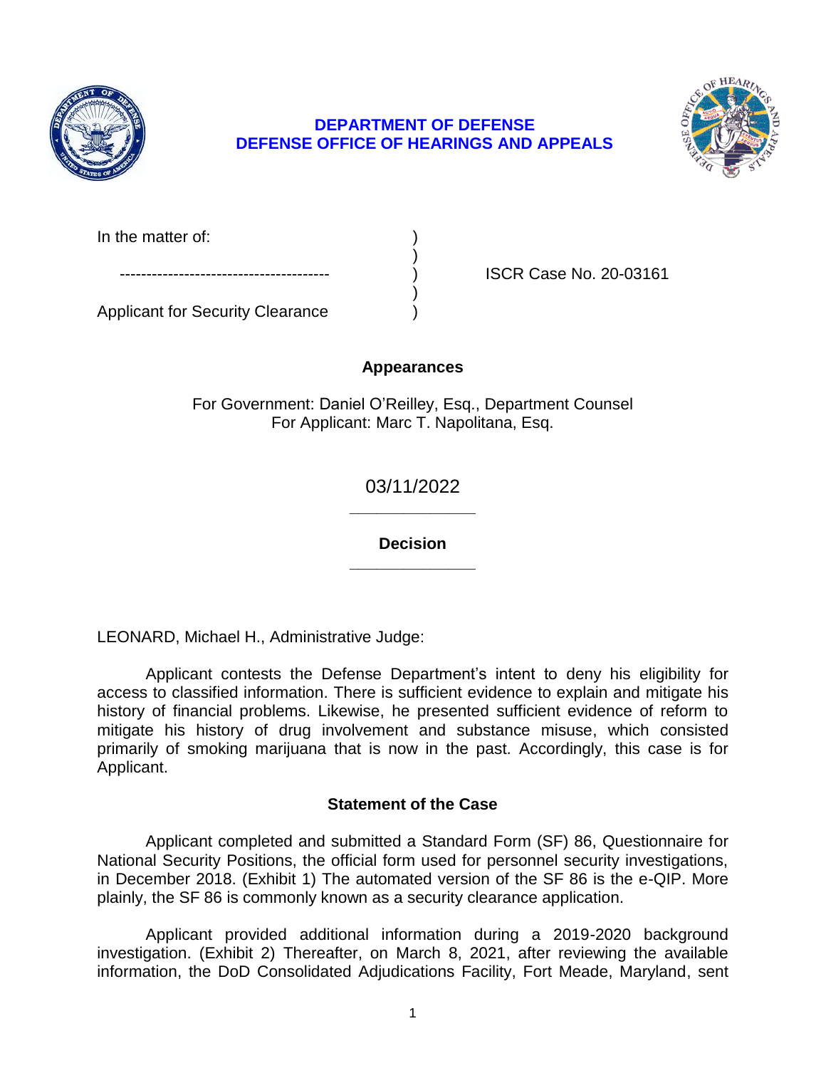**DEPARTMENT OF DEFENSE**
**DEFENSE OFFICE OF HEARINGS AND APPEALS**

| | | |
|---|---|---|
| In the matter of: | ) | |
| | ) | |
| --------------------------------------- | ) | ISCR Case No. 20-03161 |
| | ) | |
| Applicant for Security Clearance | ) | |

**Appearances**

For Government: Daniel O'Reilley, Esq., Department Counsel
For Applicant: Marc T. Napolitana, Esq.

03/11/2022

______________

**Decision**

______________

LEONARD, Michael H., Administrative Judge:

Applicant contests the Defense Department's intent to deny his eligibility for access to classified information. There is sufficient evidence to explain and mitigate his history of financial problems. Likewise, he presented sufficient evidence of reform to mitigate his history of drug involvement and substance misuse, which consisted primarily of smoking marijuana that is now in the past. Accordingly, this case is for Applicant.

**Statement of the Case**

Applicant completed and submitted a Standard Form (SF) 86, Questionnaire for National Security Positions, the official form used for personnel security investigations, in December 2018. (Exhibit 1) The automated version of the SF 86 is the e-QIP. More plainly, the SF 86 is commonly known as a security clearance application.

Applicant provided additional information during a 2019-2020 background investigation. (Exhibit 2) Thereafter, on March 8, 2021, after reviewing the available information, the DoD Consolidated Adjudications Facility, Fort Meade, Maryland, sent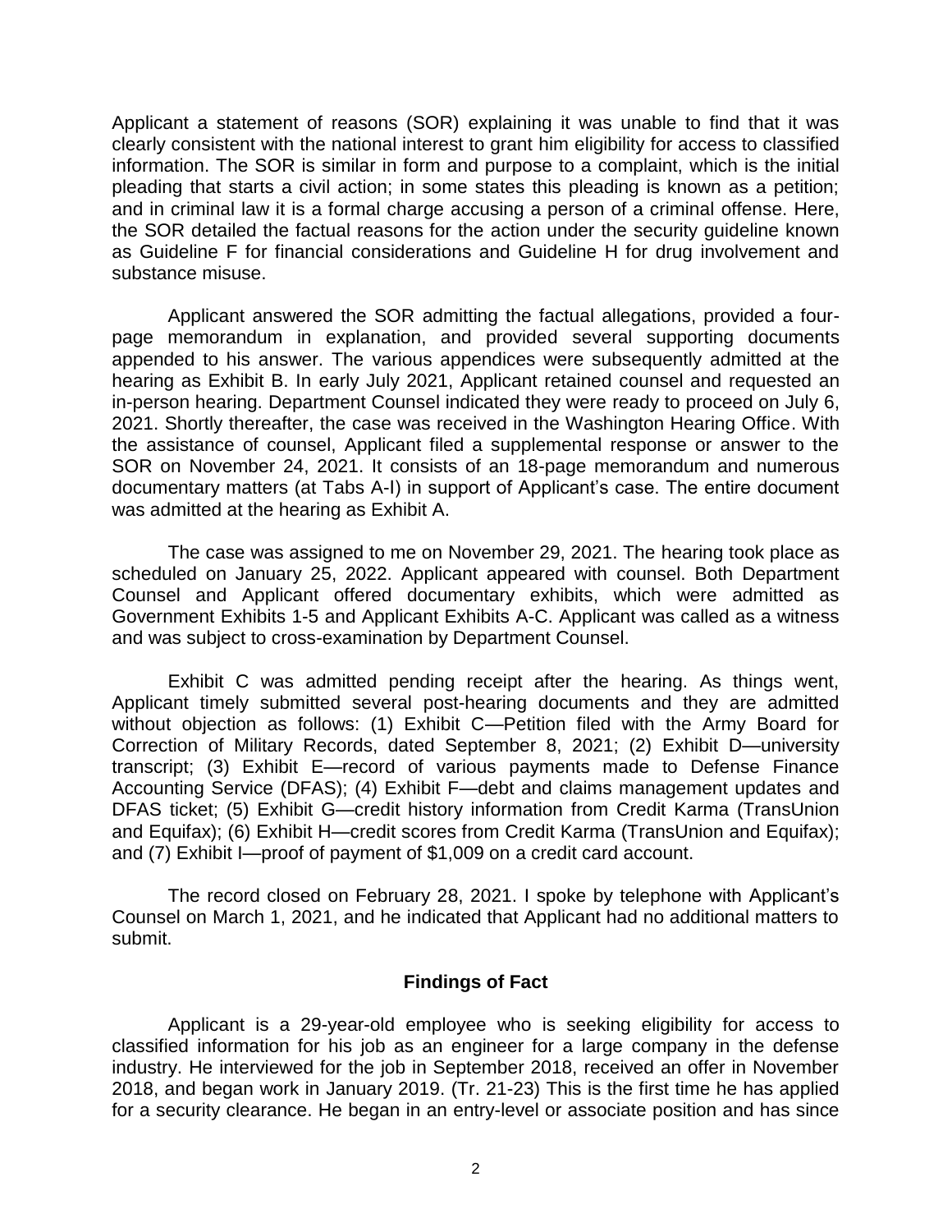Applicant a statement of reasons (SOR) explaining it was unable to find that it was clearly consistent with the national interest to grant him eligibility for access to classified information. The SOR is similar in form and purpose to a complaint, which is the initial pleading that starts a civil action; in some states this pleading is known as a petition; and in criminal law it is a formal charge accusing a person of a criminal offense. Here, the SOR detailed the factual reasons for the action under the security guideline known as Guideline F for financial considerations and Guideline H for drug involvement and substance misuse.

Applicant answered the SOR admitting the factual allegations, provided a four-page memorandum in explanation, and provided several supporting documents appended to his answer. The various appendices were subsequently admitted at the hearing as Exhibit B. In early July 2021, Applicant retained counsel and requested an in-person hearing. Department Counsel indicated they were ready to proceed on July 6, 2021. Shortly thereafter, the case was received in the Washington Hearing Office. With the assistance of counsel, Applicant filed a supplemental response or answer to the SOR on November 24, 2021. It consists of an 18-page memorandum and numerous documentary matters (at Tabs A-I) in support of Applicant's case. The entire document was admitted at the hearing as Exhibit A.

The case was assigned to me on November 29, 2021. The hearing took place as scheduled on January 25, 2022. Applicant appeared with counsel. Both Department Counsel and Applicant offered documentary exhibits, which were admitted as Government Exhibits 1-5 and Applicant Exhibits A-C. Applicant was called as a witness and was subject to cross-examination by Department Counsel.

Exhibit C was admitted pending receipt after the hearing. As things went, Applicant timely submitted several post-hearing documents and they are admitted without objection as follows: (1) Exhibit C—Petition filed with the Army Board for Correction of Military Records, dated September 8, 2021; (2) Exhibit D—university transcript; (3) Exhibit E—record of various payments made to Defense Finance Accounting Service (DFAS); (4) Exhibit F—debt and claims management updates and DFAS ticket; (5) Exhibit G—credit history information from Credit Karma (TransUnion and Equifax); (6) Exhibit H—credit scores from Credit Karma (TransUnion and Equifax); and (7) Exhibit I—proof of payment of $1,009 on a credit card account.

The record closed on February 28, 2021. I spoke by telephone with Applicant's Counsel on March 1, 2021, and he indicated that Applicant had no additional matters to submit.

## Findings of Fact

Applicant is a 29-year-old employee who is seeking eligibility for access to classified information for his job as an engineer for a large company in the defense industry. He interviewed for the job in September 2018, received an offer in November 2018, and began work in January 2019. (Tr. 21-23) This is the first time he has applied for a security clearance. He began in an entry-level or associate position and has since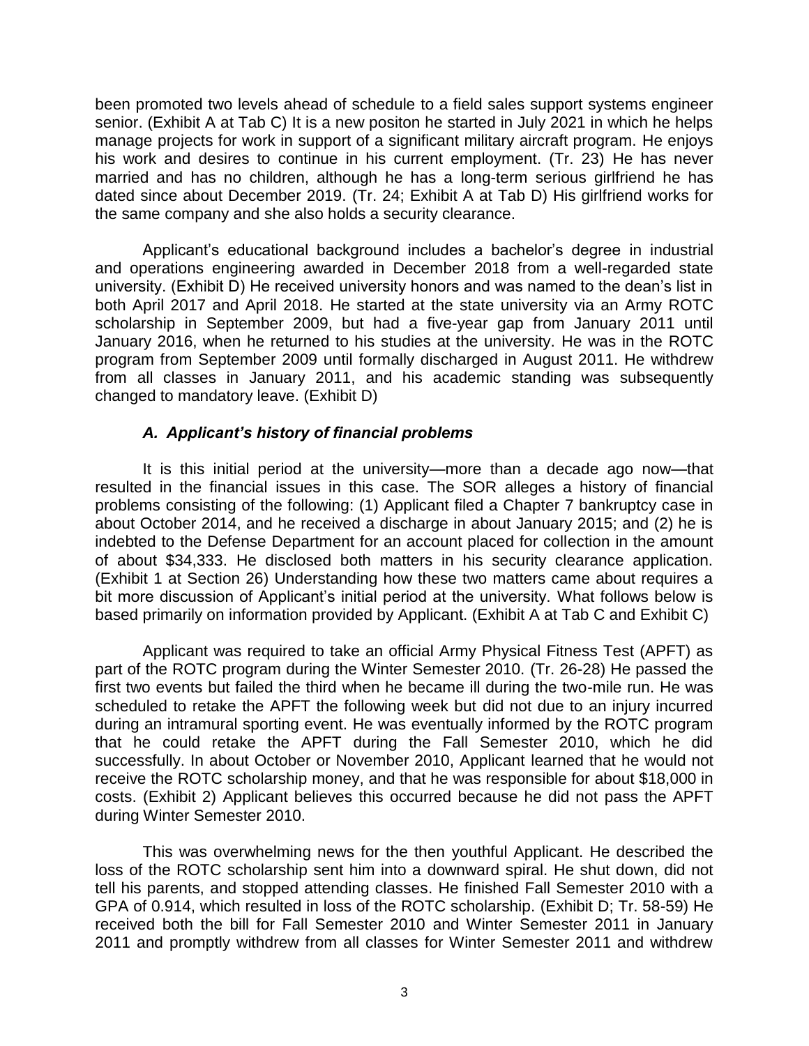been promoted two levels ahead of schedule to a field sales support systems engineer senior. (Exhibit A at Tab C) It is a new positon he started in July 2021 in which he helps manage projects for work in support of a significant military aircraft program. He enjoys his work and desires to continue in his current employment. (Tr. 23) He has never married and has no children, although he has a long-term serious girlfriend he has dated since about December 2019. (Tr. 24; Exhibit A at Tab D) His girlfriend works for the same company and she also holds a security clearance.

Applicant's educational background includes a bachelor's degree in industrial and operations engineering awarded in December 2018 from a well-regarded state university. (Exhibit D) He received university honors and was named to the dean's list in both April 2017 and April 2018. He started at the state university via an Army ROTC scholarship in September 2009, but had a five-year gap from January 2011 until January 2016, when he returned to his studies at the university. He was in the ROTC program from September 2009 until formally discharged in August 2011. He withdrew from all classes in January 2011, and his academic standing was subsequently changed to mandatory leave. (Exhibit D)

### *A. Applicant's history of financial problems*

It is this initial period at the university—more than a decade ago now—that resulted in the financial issues in this case. The SOR alleges a history of financial problems consisting of the following: (1) Applicant filed a Chapter 7 bankruptcy case in about October 2014, and he received a discharge in about January 2015; and (2) he is indebted to the Defense Department for an account placed for collection in the amount of about $34,333. He disclosed both matters in his security clearance application. (Exhibit 1 at Section 26) Understanding how these two matters came about requires a bit more discussion of Applicant's initial period at the university. What follows below is based primarily on information provided by Applicant. (Exhibit A at Tab C and Exhibit C)

Applicant was required to take an official Army Physical Fitness Test (APFT) as part of the ROTC program during the Winter Semester 2010. (Tr. 26-28) He passed the first two events but failed the third when he became ill during the two-mile run. He was scheduled to retake the APFT the following week but did not due to an injury incurred during an intramural sporting event. He was eventually informed by the ROTC program that he could retake the APFT during the Fall Semester 2010, which he did successfully. In about October or November 2010, Applicant learned that he would not receive the ROTC scholarship money, and that he was responsible for about $18,000 in costs. (Exhibit 2) Applicant believes this occurred because he did not pass the APFT during Winter Semester 2010.

This was overwhelming news for the then youthful Applicant. He described the loss of the ROTC scholarship sent him into a downward spiral. He shut down, did not tell his parents, and stopped attending classes. He finished Fall Semester 2010 with a GPA of 0.914, which resulted in loss of the ROTC scholarship. (Exhibit D; Tr. 58-59) He received both the bill for Fall Semester 2010 and Winter Semester 2011 in January 2011 and promptly withdrew from all classes for Winter Semester 2011 and withdrew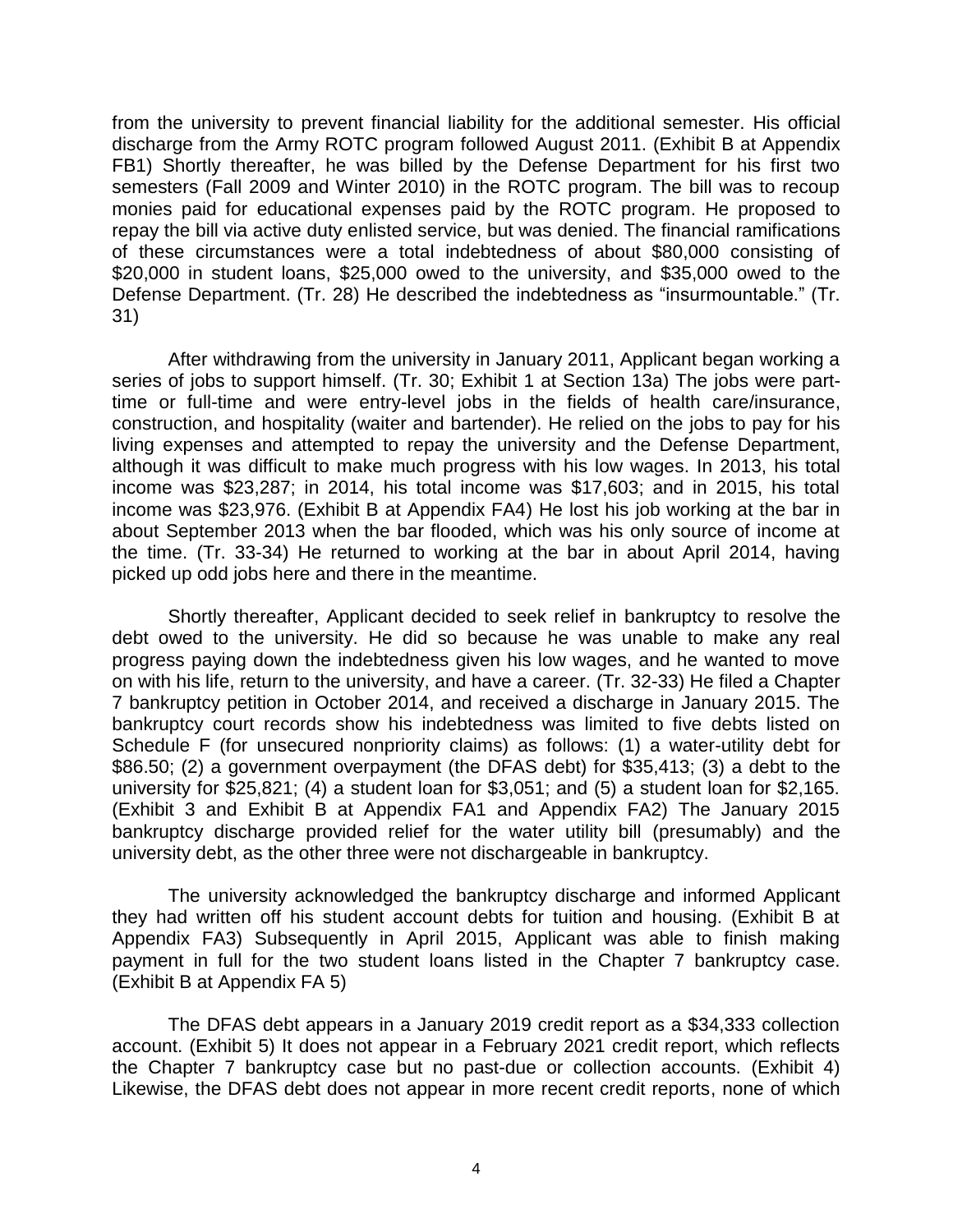from the university to prevent financial liability for the additional semester. His official discharge from the Army ROTC program followed August 2011. (Exhibit B at Appendix FB1) Shortly thereafter, he was billed by the Defense Department for his first two semesters (Fall 2009 and Winter 2010) in the ROTC program. The bill was to recoup monies paid for educational expenses paid by the ROTC program. He proposed to repay the bill via active duty enlisted service, but was denied. The financial ramifications of these circumstances were a total indebtedness of about $80,000 consisting of $20,000 in student loans, $25,000 owed to the university, and $35,000 owed to the Defense Department. (Tr. 28) He described the indebtedness as "insurmountable." (Tr. 31)

After withdrawing from the university in January 2011, Applicant began working a series of jobs to support himself. (Tr. 30; Exhibit 1 at Section 13a) The jobs were part-time or full-time and were entry-level jobs in the fields of health care/insurance, construction, and hospitality (waiter and bartender). He relied on the jobs to pay for his living expenses and attempted to repay the university and the Defense Department, although it was difficult to make much progress with his low wages. In 2013, his total income was $23,287; in 2014, his total income was $17,603; and in 2015, his total income was $23,976. (Exhibit B at Appendix FA4) He lost his job working at the bar in about September 2013 when the bar flooded, which was his only source of income at the time. (Tr. 33-34) He returned to working at the bar in about April 2014, having picked up odd jobs here and there in the meantime.

Shortly thereafter, Applicant decided to seek relief in bankruptcy to resolve the debt owed to the university. He did so because he was unable to make any real progress paying down the indebtedness given his low wages, and he wanted to move on with his life, return to the university, and have a career. (Tr. 32-33) He filed a Chapter 7 bankruptcy petition in October 2014, and received a discharge in January 2015. The bankruptcy court records show his indebtedness was limited to five debts listed on Schedule F (for unsecured nonpriority claims) as follows: (1) a water-utility debt for $86.50; (2) a government overpayment (the DFAS debt) for $35,413; (3) a debt to the university for $25,821; (4) a student loan for $3,051; and (5) a student loan for $2,165. (Exhibit 3 and Exhibit B at Appendix FA1 and Appendix FA2) The January 2015 bankruptcy discharge provided relief for the water utility bill (presumably) and the university debt, as the other three were not dischargeable in bankruptcy.

The university acknowledged the bankruptcy discharge and informed Applicant they had written off his student account debts for tuition and housing. (Exhibit B at Appendix FA3) Subsequently in April 2015, Applicant was able to finish making payment in full for the two student loans listed in the Chapter 7 bankruptcy case. (Exhibit B at Appendix FA 5)

The DFAS debt appears in a January 2019 credit report as a $34,333 collection account. (Exhibit 5) It does not appear in a February 2021 credit report, which reflects the Chapter 7 bankruptcy case but no past-due or collection accounts. (Exhibit 4) Likewise, the DFAS debt does not appear in more recent credit reports, none of which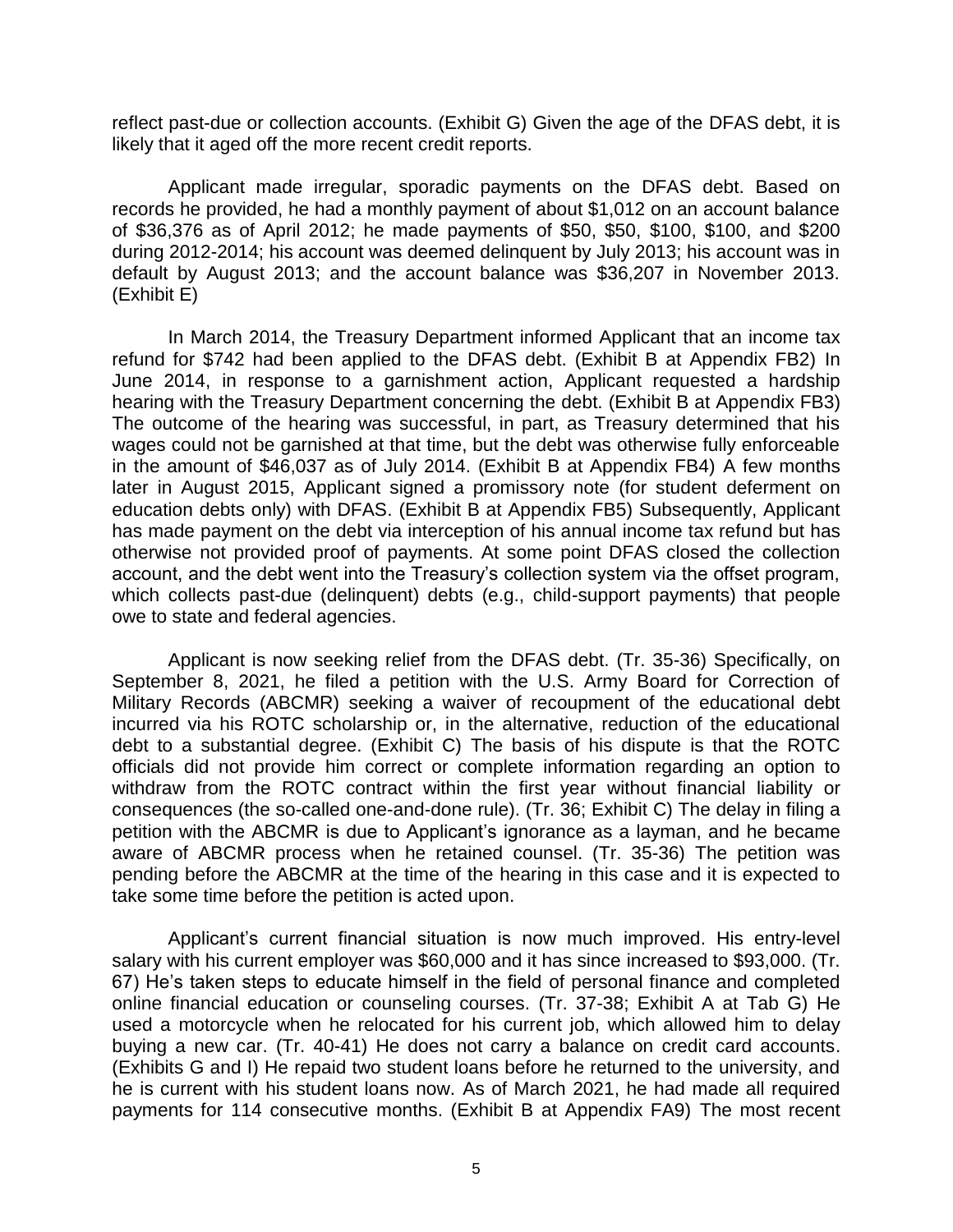reflect past-due or collection accounts. (Exhibit G) Given the age of the DFAS debt, it is likely that it aged off the more recent credit reports.

Applicant made irregular, sporadic payments on the DFAS debt. Based on records he provided, he had a monthly payment of about $1,012 on an account balance of $36,376 as of April 2012; he made payments of $50, $50, $100, $100, and $200 during 2012-2014; his account was deemed delinquent by July 2013; his account was in default by August 2013; and the account balance was $36,207 in November 2013. (Exhibit E)

In March 2014, the Treasury Department informed Applicant that an income tax refund for $742 had been applied to the DFAS debt. (Exhibit B at Appendix FB2) In June 2014, in response to a garnishment action, Applicant requested a hardship hearing with the Treasury Department concerning the debt. (Exhibit B at Appendix FB3) The outcome of the hearing was successful, in part, as Treasury determined that his wages could not be garnished at that time, but the debt was otherwise fully enforceable in the amount of $46,037 as of July 2014. (Exhibit B at Appendix FB4) A few months later in August 2015, Applicant signed a promissory note (for student deferment on education debts only) with DFAS. (Exhibit B at Appendix FB5) Subsequently, Applicant has made payment on the debt via interception of his annual income tax refund but has otherwise not provided proof of payments. At some point DFAS closed the collection account, and the debt went into the Treasury's collection system via the offset program, which collects past-due (delinquent) debts (e.g., child-support payments) that people owe to state and federal agencies.

Applicant is now seeking relief from the DFAS debt. (Tr. 35-36) Specifically, on September 8, 2021, he filed a petition with the U.S. Army Board for Correction of Military Records (ABCMR) seeking a waiver of recoupment of the educational debt incurred via his ROTC scholarship or, in the alternative, reduction of the educational debt to a substantial degree. (Exhibit C) The basis of his dispute is that the ROTC officials did not provide him correct or complete information regarding an option to withdraw from the ROTC contract within the first year without financial liability or consequences (the so-called one-and-done rule). (Tr. 36; Exhibit C) The delay in filing a petition with the ABCMR is due to Applicant's ignorance as a layman, and he became aware of ABCMR process when he retained counsel. (Tr. 35-36) The petition was pending before the ABCMR at the time of the hearing in this case and it is expected to take some time before the petition is acted upon.

Applicant's current financial situation is now much improved. His entry-level salary with his current employer was $60,000 and it has since increased to $93,000. (Tr. 67) He's taken steps to educate himself in the field of personal finance and completed online financial education or counseling courses. (Tr. 37-38; Exhibit A at Tab G) He used a motorcycle when he relocated for his current job, which allowed him to delay buying a new car. (Tr. 40-41) He does not carry a balance on credit card accounts. (Exhibits G and I) He repaid two student loans before he returned to the university, and he is current with his student loans now. As of March 2021, he had made all required payments for 114 consecutive months. (Exhibit B at Appendix FA9) The most recent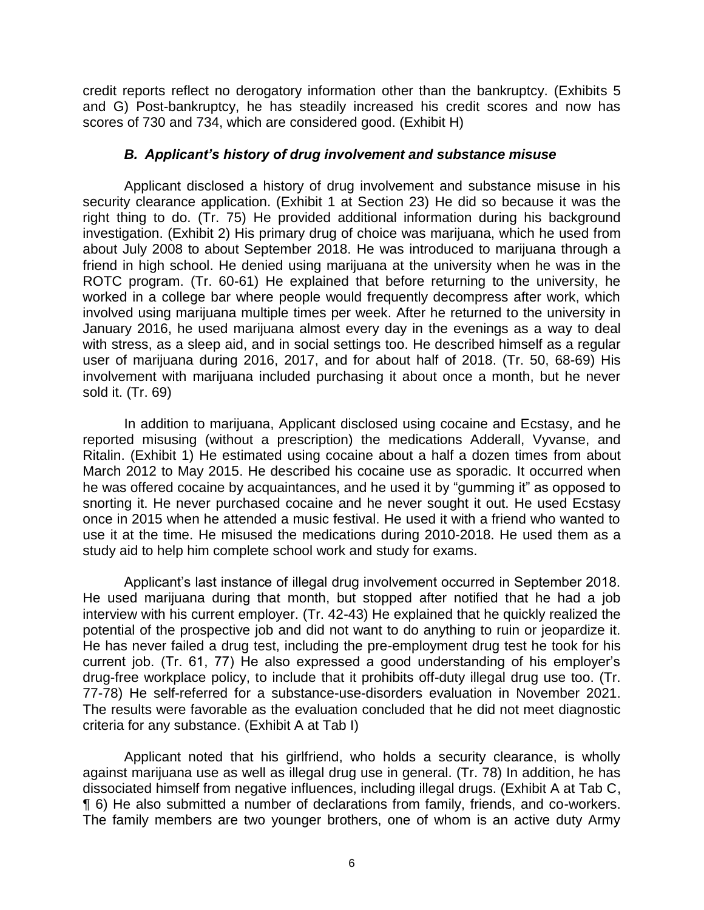credit reports reflect no derogatory information other than the bankruptcy. (Exhibits 5 and G) Post-bankruptcy, he has steadily increased his credit scores and now has scores of 730 and 734, which are considered good. (Exhibit H)

### *B. Applicant's history of drug involvement and substance misuse*

Applicant disclosed a history of drug involvement and substance misuse in his security clearance application. (Exhibit 1 at Section 23) He did so because it was the right thing to do. (Tr. 75) He provided additional information during his background investigation. (Exhibit 2) His primary drug of choice was marijuana, which he used from about July 2008 to about September 2018. He was introduced to marijuana through a friend in high school. He denied using marijuana at the university when he was in the ROTC program. (Tr. 60-61) He explained that before returning to the university, he worked in a college bar where people would frequently decompress after work, which involved using marijuana multiple times per week. After he returned to the university in January 2016, he used marijuana almost every day in the evenings as a way to deal with stress, as a sleep aid, and in social settings too. He described himself as a regular user of marijuana during 2016, 2017, and for about half of 2018. (Tr. 50, 68-69) His involvement with marijuana included purchasing it about once a month, but he never sold it. (Tr. 69)

In addition to marijuana, Applicant disclosed using cocaine and Ecstasy, and he reported misusing (without a prescription) the medications Adderall, Vyvanse, and Ritalin. (Exhibit 1) He estimated using cocaine about a half a dozen times from about March 2012 to May 2015. He described his cocaine use as sporadic. It occurred when he was offered cocaine by acquaintances, and he used it by "gumming it" as opposed to snorting it. He never purchased cocaine and he never sought it out. He used Ecstasy once in 2015 when he attended a music festival. He used it with a friend who wanted to use it at the time. He misused the medications during 2010-2018. He used them as a study aid to help him complete school work and study for exams.

Applicant's last instance of illegal drug involvement occurred in September 2018. He used marijuana during that month, but stopped after notified that he had a job interview with his current employer. (Tr. 42-43) He explained that he quickly realized the potential of the prospective job and did not want to do anything to ruin or jeopardize it. He has never failed a drug test, including the pre-employment drug test he took for his current job. (Tr. 61, 77) He also expressed a good understanding of his employer's drug-free workplace policy, to include that it prohibits off-duty illegal drug use too. (Tr. 77-78) He self-referred for a substance-use-disorders evaluation in November 2021. The results were favorable as the evaluation concluded that he did not meet diagnostic criteria for any substance. (Exhibit A at Tab I)

Applicant noted that his girlfriend, who holds a security clearance, is wholly against marijuana use as well as illegal drug use in general. (Tr. 78) In addition, he has dissociated himself from negative influences, including illegal drugs. (Exhibit A at Tab C, ¶ 6) He also submitted a number of declarations from family, friends, and co-workers. The family members are two younger brothers, one of whom is an active duty Army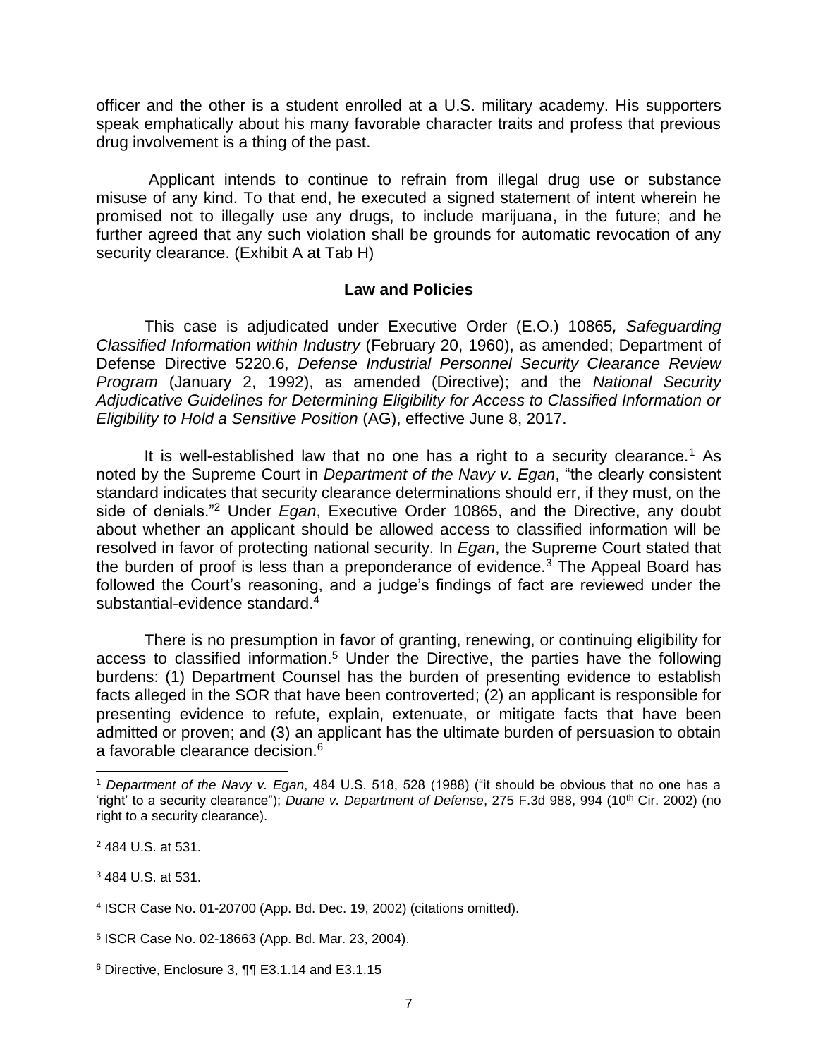officer and the other is a student enrolled at a U.S. military academy. His supporters speak emphatically about his many favorable character traits and profess that previous drug involvement is a thing of the past.

Applicant intends to continue to refrain from illegal drug use or substance misuse of any kind. To that end, he executed a signed statement of intent wherein he promised not to illegally use any drugs, to include marijuana, in the future; and he further agreed that any such violation shall be grounds for automatic revocation of any security clearance. (Exhibit A at Tab H)

## Law and Policies

This case is adjudicated under Executive Order (E.O.) 10865*, Safeguarding Classified Information within Industry* (February 20, 1960), as amended; Department of Defense Directive 5220.6, *Defense Industrial Personnel Security Clearance Review Program* (January 2, 1992), as amended (Directive); and the *National Security Adjudicative Guidelines for Determining Eligibility for Access to Classified Information or Eligibility to Hold a Sensitive Position* (AG), effective June 8, 2017.

It is well-established law that no one has a right to a security clearance.[1] As noted by the Supreme Court in *Department of the Navy v. Egan*, "the clearly consistent standard indicates that security clearance determinations should err, if they must, on the side of denials."[2] Under *Egan*, Executive Order 10865, and the Directive, any doubt about whether an applicant should be allowed access to classified information will be resolved in favor of protecting national security. In *Egan*, the Supreme Court stated that the burden of proof is less than a preponderance of evidence.[3] The Appeal Board has followed the Court's reasoning, and a judge's findings of fact are reviewed under the substantial-evidence standard.[4]

There is no presumption in favor of granting, renewing, or continuing eligibility for access to classified information.[5] Under the Directive, the parties have the following burdens: (1) Department Counsel has the burden of presenting evidence to establish facts alleged in the SOR that have been controverted; (2) an applicant is responsible for presenting evidence to refute, explain, extenuate, or mitigate facts that have been admitted or proven; and (3) an applicant has the ultimate burden of persuasion to obtain a favorable clearance decision.[6]

---

[1] *Department of the Navy v. Egan*, 484 U.S. 518, 528 (1988) ("it should be obvious that no one has a 'right' to a security clearance"); *Duane v. Department of Defense*, 275 F.3d 988, 994 (10th Cir. 2002) (no right to a security clearance).

[2] 484 U.S. at 531.

[3] 484 U.S. at 531.

[4] ISCR Case No. 01-20700 (App. Bd. Dec. 19, 2002) (citations omitted).

[5] ISCR Case No. 02-18663 (App. Bd. Mar. 23, 2004).

[6] Directive, Enclosure 3, ¶¶ E3.1.14 and E3.1.15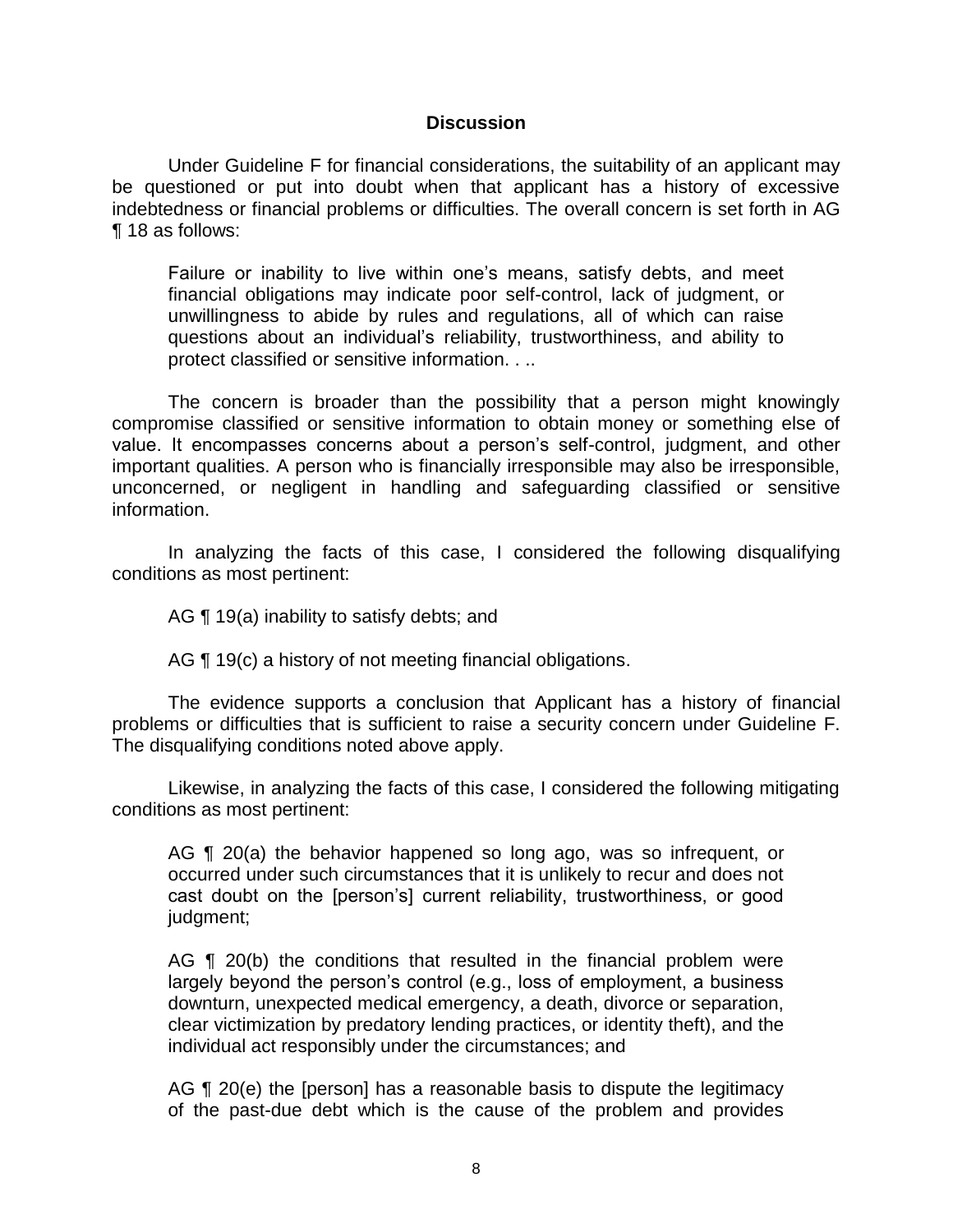## Discussion

Under Guideline F for financial considerations, the suitability of an applicant may be questioned or put into doubt when that applicant has a history of excessive indebtedness or financial problems or difficulties. The overall concern is set forth in AG ¶ 18 as follows:

> Failure or inability to live within one's means, satisfy debts, and meet financial obligations may indicate poor self-control, lack of judgment, or unwillingness to abide by rules and regulations, all of which can raise questions about an individual's reliability, trustworthiness, and ability to protect classified or sensitive information. . ..

The concern is broader than the possibility that a person might knowingly compromise classified or sensitive information to obtain money or something else of value. It encompasses concerns about a person's self-control, judgment, and other important qualities. A person who is financially irresponsible may also be irresponsible, unconcerned, or negligent in handling and safeguarding classified or sensitive information.

In analyzing the facts of this case, I considered the following disqualifying conditions as most pertinent:

> AG ¶ 19(a) inability to satisfy debts; and
>
> AG ¶ 19(c) a history of not meeting financial obligations.

The evidence supports a conclusion that Applicant has a history of financial problems or difficulties that is sufficient to raise a security concern under Guideline F. The disqualifying conditions noted above apply.

Likewise, in analyzing the facts of this case, I considered the following mitigating conditions as most pertinent:

> AG ¶ 20(a) the behavior happened so long ago, was so infrequent, or occurred under such circumstances that it is unlikely to recur and does not cast doubt on the [person's] current reliability, trustworthiness, or good judgment;
>
> AG ¶ 20(b) the conditions that resulted in the financial problem were largely beyond the person's control (e.g., loss of employment, a business downturn, unexpected medical emergency, a death, divorce or separation, clear victimization by predatory lending practices, or identity theft), and the individual act responsibly under the circumstances; and
>
> AG ¶ 20(e) the [person] has a reasonable basis to dispute the legitimacy of the past-due debt which is the cause of the problem and provides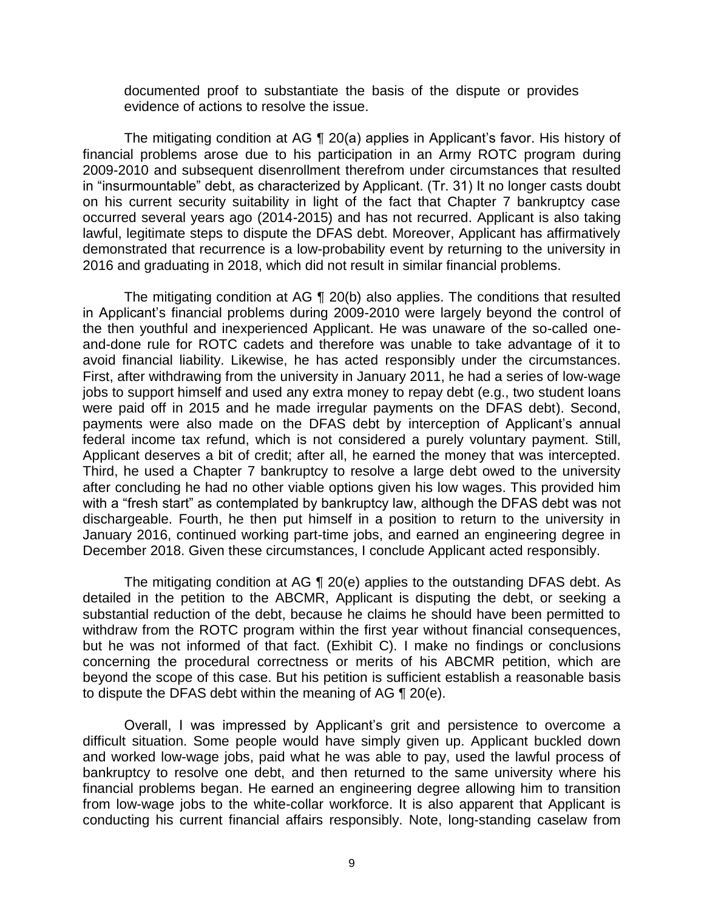documented proof to substantiate the basis of the dispute or provides evidence of actions to resolve the issue.

The mitigating condition at AG ¶ 20(a) applies in Applicant's favor. His history of financial problems arose due to his participation in an Army ROTC program during 2009-2010 and subsequent disenrollment therefrom under circumstances that resulted in "insurmountable" debt, as characterized by Applicant. (Tr. 31) It no longer casts doubt on his current security suitability in light of the fact that Chapter 7 bankruptcy case occurred several years ago (2014-2015) and has not recurred. Applicant is also taking lawful, legitimate steps to dispute the DFAS debt. Moreover, Applicant has affirmatively demonstrated that recurrence is a low-probability event by returning to the university in 2016 and graduating in 2018, which did not result in similar financial problems.

The mitigating condition at AG ¶ 20(b) also applies. The conditions that resulted in Applicant's financial problems during 2009-2010 were largely beyond the control of the then youthful and inexperienced Applicant. He was unaware of the so-called one-and-done rule for ROTC cadets and therefore was unable to take advantage of it to avoid financial liability. Likewise, he has acted responsibly under the circumstances. First, after withdrawing from the university in January 2011, he had a series of low-wage jobs to support himself and used any extra money to repay debt (e.g., two student loans were paid off in 2015 and he made irregular payments on the DFAS debt). Second, payments were also made on the DFAS debt by interception of Applicant's annual federal income tax refund, which is not considered a purely voluntary payment. Still, Applicant deserves a bit of credit; after all, he earned the money that was intercepted. Third, he used a Chapter 7 bankruptcy to resolve a large debt owed to the university after concluding he had no other viable options given his low wages. This provided him with a "fresh start" as contemplated by bankruptcy law, although the DFAS debt was not dischargeable. Fourth, he then put himself in a position to return to the university in January 2016, continued working part-time jobs, and earned an engineering degree in December 2018. Given these circumstances, I conclude Applicant acted responsibly.

The mitigating condition at AG ¶ 20(e) applies to the outstanding DFAS debt. As detailed in the petition to the ABCMR, Applicant is disputing the debt, or seeking a substantial reduction of the debt, because he claims he should have been permitted to withdraw from the ROTC program within the first year without financial consequences, but he was not informed of that fact. (Exhibit C). I make no findings or conclusions concerning the procedural correctness or merits of his ABCMR petition, which are beyond the scope of this case. But his petition is sufficient establish a reasonable basis to dispute the DFAS debt within the meaning of AG ¶ 20(e).

Overall, I was impressed by Applicant's grit and persistence to overcome a difficult situation. Some people would have simply given up. Applicant buckled down and worked low-wage jobs, paid what he was able to pay, used the lawful process of bankruptcy to resolve one debt, and then returned to the same university where his financial problems began. He earned an engineering degree allowing him to transition from low-wage jobs to the white-collar workforce. It is also apparent that Applicant is conducting his current financial affairs responsibly. Note, long-standing caselaw from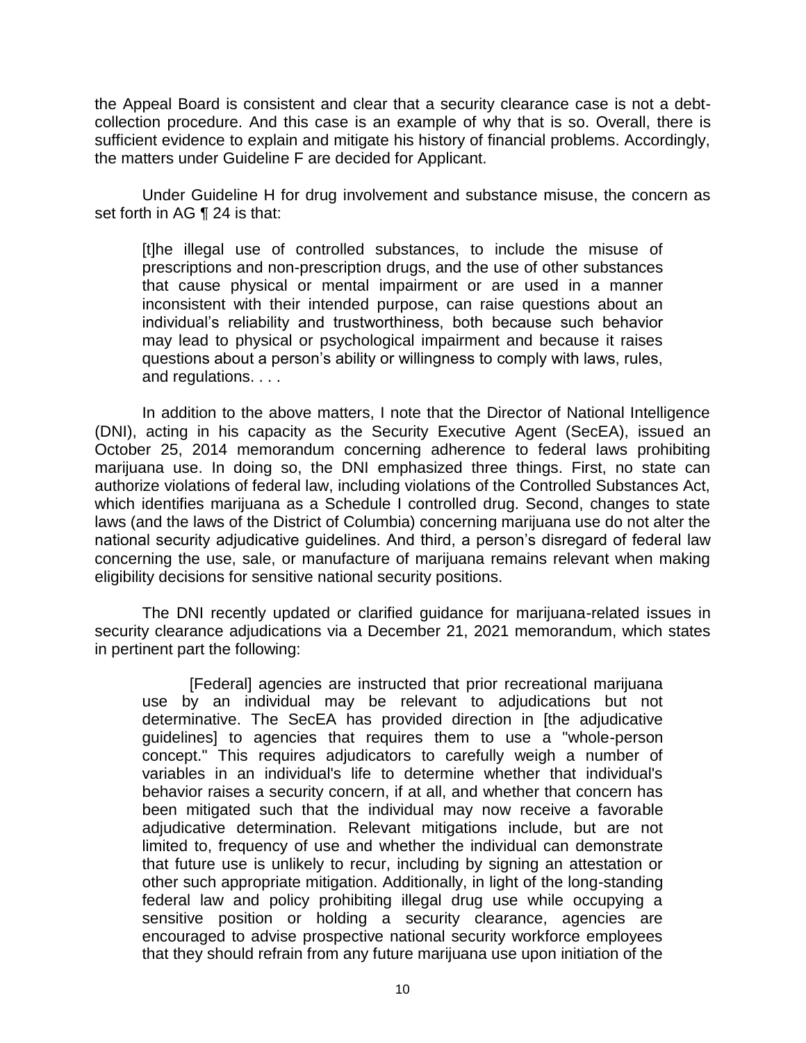the Appeal Board is consistent and clear that a security clearance case is not a debt-collection procedure. And this case is an example of why that is so. Overall, there is sufficient evidence to explain and mitigate his history of financial problems. Accordingly, the matters under Guideline F are decided for Applicant.

Under Guideline H for drug involvement and substance misuse, the concern as set forth in AG ¶ 24 is that:

> [t]he illegal use of controlled substances, to include the misuse of prescriptions and non-prescription drugs, and the use of other substances that cause physical or mental impairment or are used in a manner inconsistent with their intended purpose, can raise questions about an individual's reliability and trustworthiness, both because such behavior may lead to physical or psychological impairment and because it raises questions about a person's ability or willingness to comply with laws, rules, and regulations. . . .

In addition to the above matters, I note that the Director of National Intelligence (DNI), acting in his capacity as the Security Executive Agent (SecEA), issued an October 25, 2014 memorandum concerning adherence to federal laws prohibiting marijuana use. In doing so, the DNI emphasized three things. First, no state can authorize violations of federal law, including violations of the Controlled Substances Act, which identifies marijuana as a Schedule I controlled drug. Second, changes to state laws (and the laws of the District of Columbia) concerning marijuana use do not alter the national security adjudicative guidelines. And third, a person's disregard of federal law concerning the use, sale, or manufacture of marijuana remains relevant when making eligibility decisions for sensitive national security positions.

The DNI recently updated or clarified guidance for marijuana-related issues in security clearance adjudications via a December 21, 2021 memorandum, which states in pertinent part the following:

> [Federal] agencies are instructed that prior recreational marijuana use by an individual may be relevant to adjudications but not determinative. The SecEA has provided direction in [the adjudicative guidelines] to agencies that requires them to use a "whole-person concept." This requires adjudicators to carefully weigh a number of variables in an individual's life to determine whether that individual's behavior raises a security concern, if at all, and whether that concern has been mitigated such that the individual may now receive a favorable adjudicative determination. Relevant mitigations include, but are not limited to, frequency of use and whether the individual can demonstrate that future use is unlikely to recur, including by signing an attestation or other such appropriate mitigation. Additionally, in light of the long-standing federal law and policy prohibiting illegal drug use while occupying a sensitive position or holding a security clearance, agencies are encouraged to advise prospective national security workforce employees that they should refrain from any future marijuana use upon initiation of the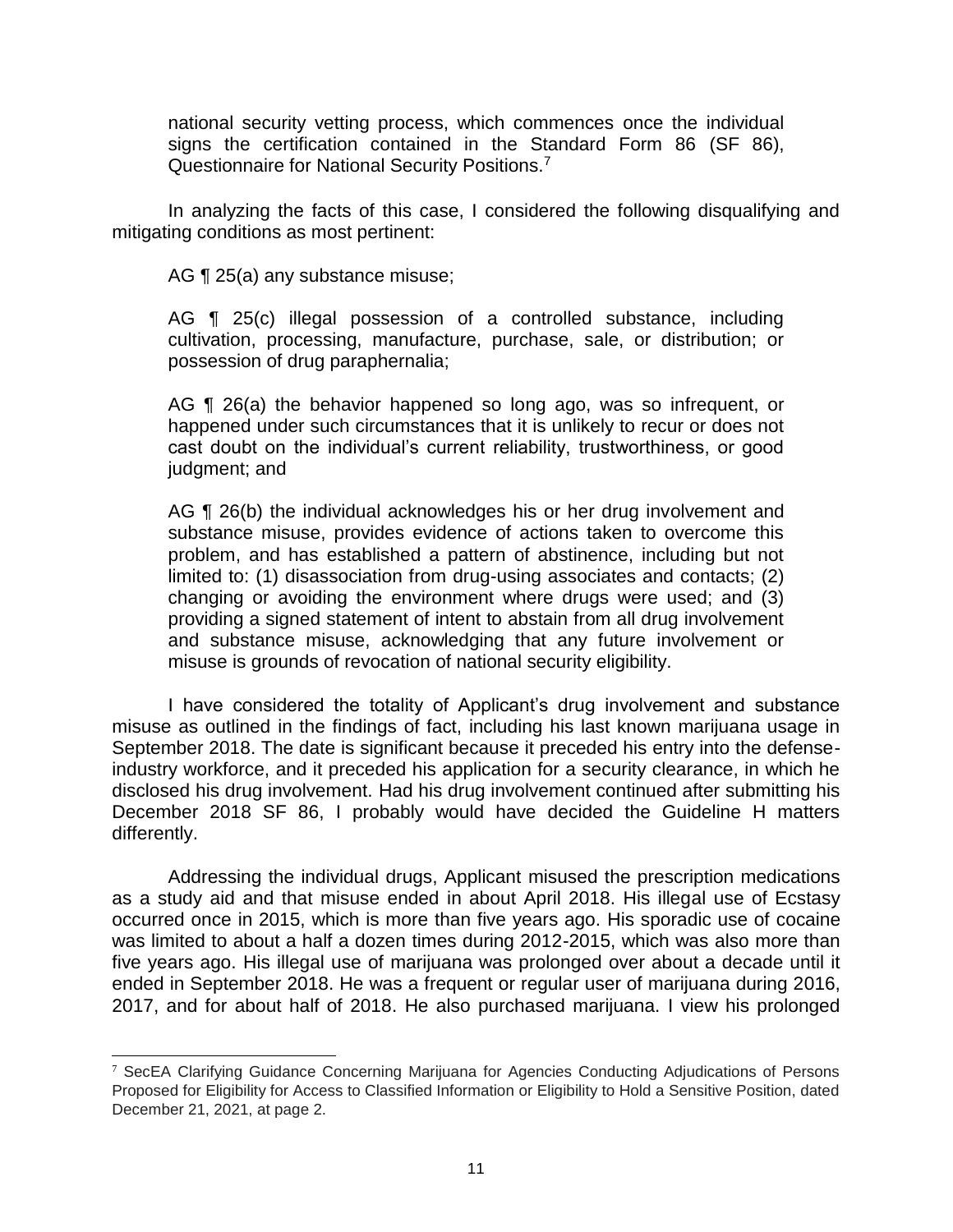national security vetting process, which commences once the individual signs the certification contained in the Standard Form 86 (SF 86), Questionnaire for National Security Positions.[7]

In analyzing the facts of this case, I considered the following disqualifying and mitigating conditions as most pertinent:

> AG ¶ 25(a) any substance misuse;
>
> AG ¶ 25(c) illegal possession of a controlled substance, including cultivation, processing, manufacture, purchase, sale, or distribution; or possession of drug paraphernalia;
>
> AG ¶ 26(a) the behavior happened so long ago, was so infrequent, or happened under such circumstances that it is unlikely to recur or does not cast doubt on the individual's current reliability, trustworthiness, or good judgment; and
>
> AG ¶ 26(b) the individual acknowledges his or her drug involvement and substance misuse, provides evidence of actions taken to overcome this problem, and has established a pattern of abstinence, including but not limited to: (1) disassociation from drug-using associates and contacts; (2) changing or avoiding the environment where drugs were used; and (3) providing a signed statement of intent to abstain from all drug involvement and substance misuse, acknowledging that any future involvement or misuse is grounds of revocation of national security eligibility.

I have considered the totality of Applicant's drug involvement and substance misuse as outlined in the findings of fact, including his last known marijuana usage in September 2018. The date is significant because it preceded his entry into the defense-industry workforce, and it preceded his application for a security clearance, in which he disclosed his drug involvement. Had his drug involvement continued after submitting his December 2018 SF 86, I probably would have decided the Guideline H matters differently.

Addressing the individual drugs, Applicant misused the prescription medications as a study aid and that misuse ended in about April 2018. His illegal use of Ecstasy occurred once in 2015, which is more than five years ago. His sporadic use of cocaine was limited to about a half a dozen times during 2012-2015, which was also more than five years ago. His illegal use of marijuana was prolonged over about a decade until it ended in September 2018. He was a frequent or regular user of marijuana during 2016, 2017, and for about half of 2018. He also purchased marijuana. I view his prolonged

---

[7] SecEA Clarifying Guidance Concerning Marijuana for Agencies Conducting Adjudications of Persons Proposed for Eligibility for Access to Classified Information or Eligibility to Hold a Sensitive Position, dated December 21, 2021, at page 2.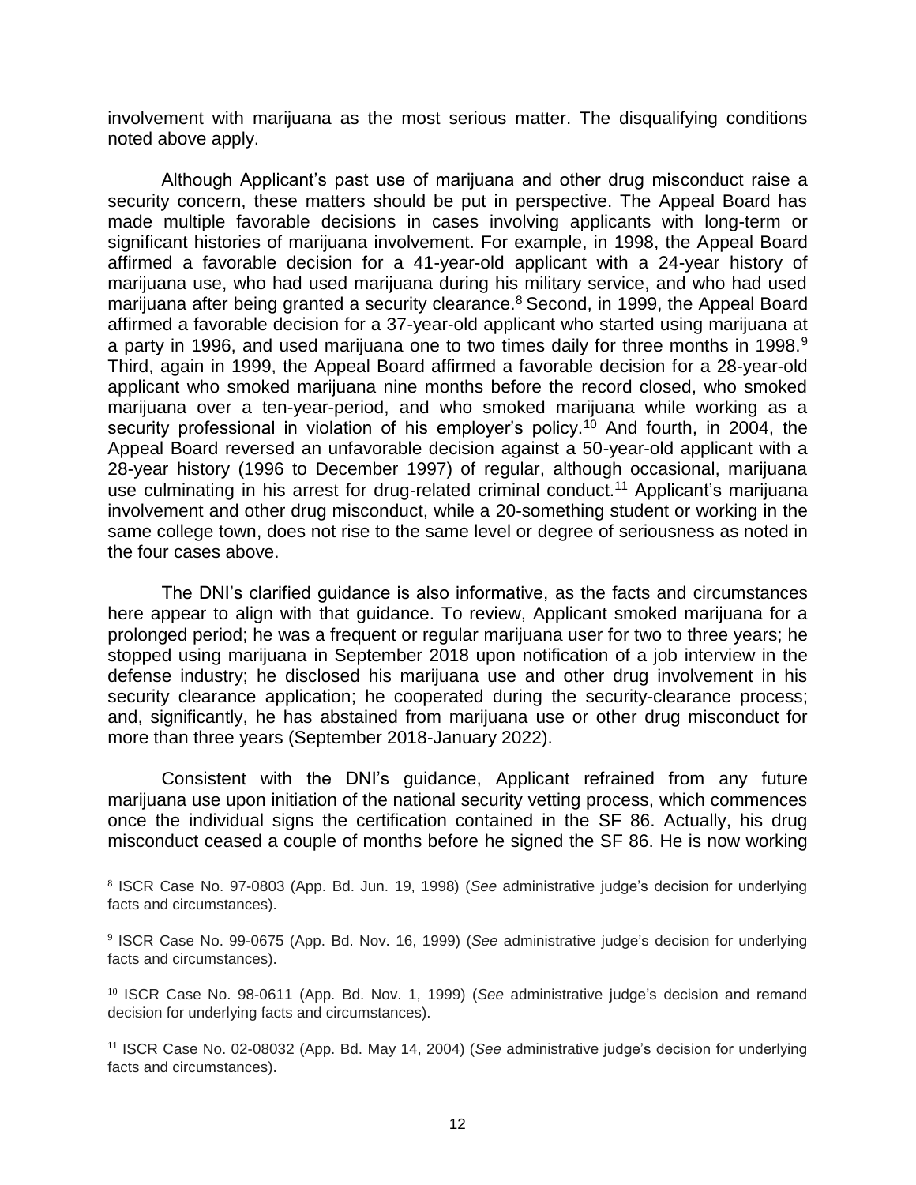involvement with marijuana as the most serious matter. The disqualifying conditions noted above apply.

Although Applicant's past use of marijuana and other drug misconduct raise a security concern, these matters should be put in perspective. The Appeal Board has made multiple favorable decisions in cases involving applicants with long-term or significant histories of marijuana involvement. For example, in 1998, the Appeal Board affirmed a favorable decision for a 41-year-old applicant with a 24-year history of marijuana use, who had used marijuana during his military service, and who had used marijuana after being granted a security clearance.[8] Second, in 1999, the Appeal Board affirmed a favorable decision for a 37-year-old applicant who started using marijuana at a party in 1996, and used marijuana one to two times daily for three months in 1998.[9] Third, again in 1999, the Appeal Board affirmed a favorable decision for a 28-year-old applicant who smoked marijuana nine months before the record closed, who smoked marijuana over a ten-year-period, and who smoked marijuana while working as a security professional in violation of his employer's policy.[10] And fourth, in 2004, the Appeal Board reversed an unfavorable decision against a 50-year-old applicant with a 28-year history (1996 to December 1997) of regular, although occasional, marijuana use culminating in his arrest for drug-related criminal conduct.[11] Applicant's marijuana involvement and other drug misconduct, while a 20-something student or working in the same college town, does not rise to the same level or degree of seriousness as noted in the four cases above.

The DNI's clarified guidance is also informative, as the facts and circumstances here appear to align with that guidance. To review, Applicant smoked marijuana for a prolonged period; he was a frequent or regular marijuana user for two to three years; he stopped using marijuana in September 2018 upon notification of a job interview in the defense industry; he disclosed his marijuana use and other drug involvement in his security clearance application; he cooperated during the security-clearance process; and, significantly, he has abstained from marijuana use or other drug misconduct for more than three years (September 2018-January 2022).

Consistent with the DNI's guidance, Applicant refrained from any future marijuana use upon initiation of the national security vetting process, which commences once the individual signs the certification contained in the SF 86. Actually, his drug misconduct ceased a couple of months before he signed the SF 86. He is now working

---

[8] ISCR Case No. 97-0803 (App. Bd. Jun. 19, 1998) (*See* administrative judge's decision for underlying facts and circumstances).

[9] ISCR Case No. 99-0675 (App. Bd. Nov. 16, 1999) (*See* administrative judge's decision for underlying facts and circumstances).

[10] ISCR Case No. 98-0611 (App. Bd. Nov. 1, 1999) (*See* administrative judge's decision and remand decision for underlying facts and circumstances).

[11] ISCR Case No. 02-08032 (App. Bd. May 14, 2004) (*See* administrative judge's decision for underlying facts and circumstances).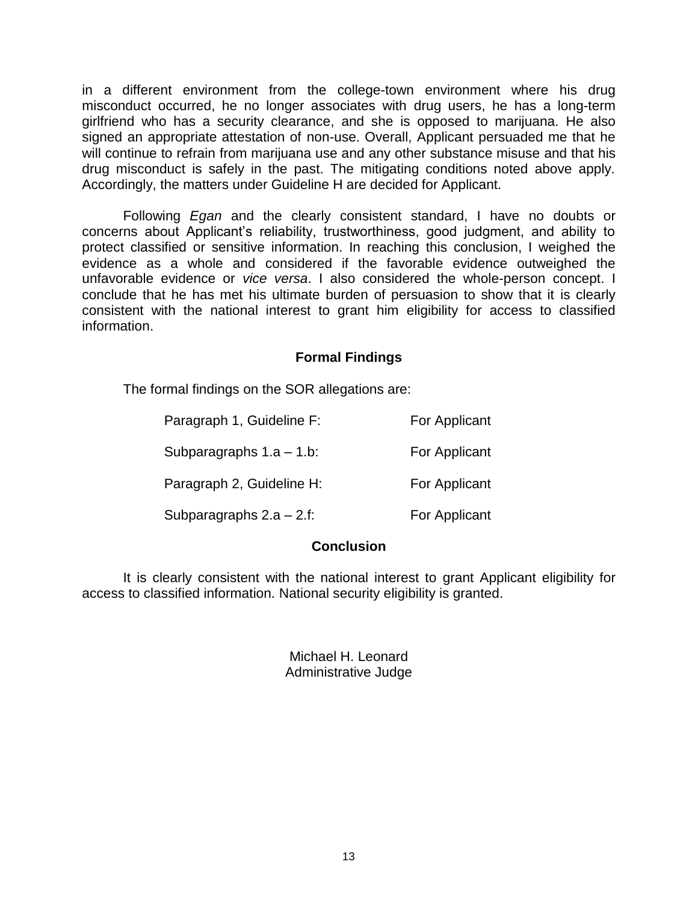in a different environment from the college-town environment where his drug misconduct occurred, he no longer associates with drug users, he has a long-term girlfriend who has a security clearance, and she is opposed to marijuana. He also signed an appropriate attestation of non-use. Overall, Applicant persuaded me that he will continue to refrain from marijuana use and any other substance misuse and that his drug misconduct is safely in the past. The mitigating conditions noted above apply. Accordingly, the matters under Guideline H are decided for Applicant.

Following *Egan* and the clearly consistent standard, I have no doubts or concerns about Applicant's reliability, trustworthiness, good judgment, and ability to protect classified or sensitive information. In reaching this conclusion, I weighed the evidence as a whole and considered if the favorable evidence outweighed the unfavorable evidence or *vice versa*. I also considered the whole-person concept. I conclude that he has met his ultimate burden of persuasion to show that it is clearly consistent with the national interest to grant him eligibility for access to classified information.

## Formal Findings

The formal findings on the SOR allegations are:

| | |
|---|---|
| Paragraph 1, Guideline F: | For Applicant |
| Subparagraphs 1.a – 1.b: | For Applicant |
| Paragraph 2, Guideline H: | For Applicant |
| Subparagraphs 2.a – 2.f: | For Applicant |

## Conclusion

It is clearly consistent with the national interest to grant Applicant eligibility for access to classified information. National security eligibility is granted.

Michael H. Leonard
Administrative Judge